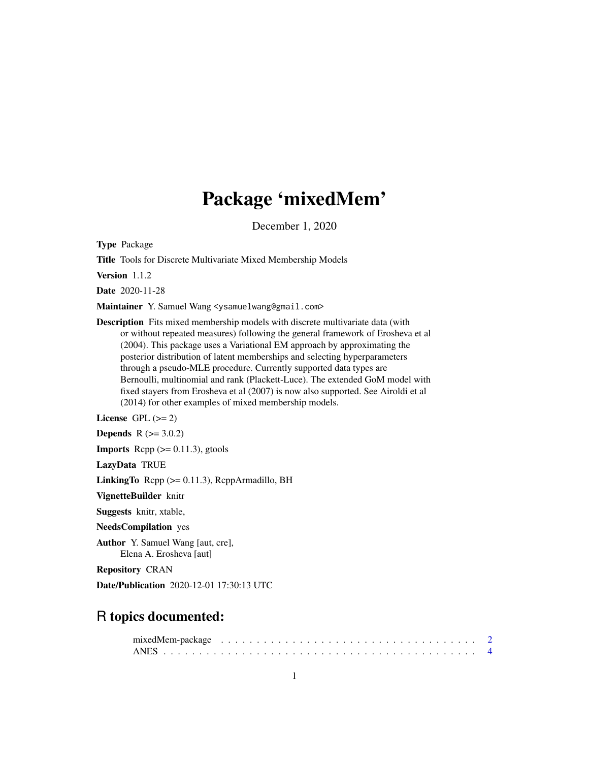# Package 'mixedMem'

December 1, 2020

**Type** Package

**Title** Tools for Discrete Multivariate Mixed Membership Models

**Version** 1.1.2

**Date** 2020-11-28

**Maintainer** Y. Samuel Wang <ysamuelwang@gmail.com>

**Description** Fits mixed membership models with discrete multivariate data (with or without repeated measures) following the general framework of Erosheva et al (2004). This package uses a Variational EM approach by approximating the posterior distribution of latent memberships and selecting hyperparameters through a pseudo-MLE procedure. Currently supported data types are Bernoulli, multinomial and rank (Plackett-Luce). The extended GoM model with fixed stayers from Erosheva et al (2007) is now also supported. See Airoldi et al (2014) for other examples of mixed membership models.

**License** GPL (>= 2)

**Depends** R (>= 3.0.2)

**Imports** Rcpp (>= 0.11.3), gtools

**LazyData** TRUE

**LinkingTo** Rcpp (>= 0.11.3), RcppArmadillo, BH

**VignetteBuilder** knitr

**Suggests** knitr, xtable,

**NeedsCompilation** yes

**Author** Y. Samuel Wang [aut, cre],
Elena A. Erosheva [aut]

**Repository** CRAN

**Date/Publication** 2020-12-01 17:30:13 UTC

## R topics documented:

mixedMem-package . . . . . . . . . . . . . . . . . . . . . . . . . . . . . . . . . . . 2
ANES . . . . . . . . . . . . . . . . . . . . . . . . . . . . . . . . . . . . . . . . . 4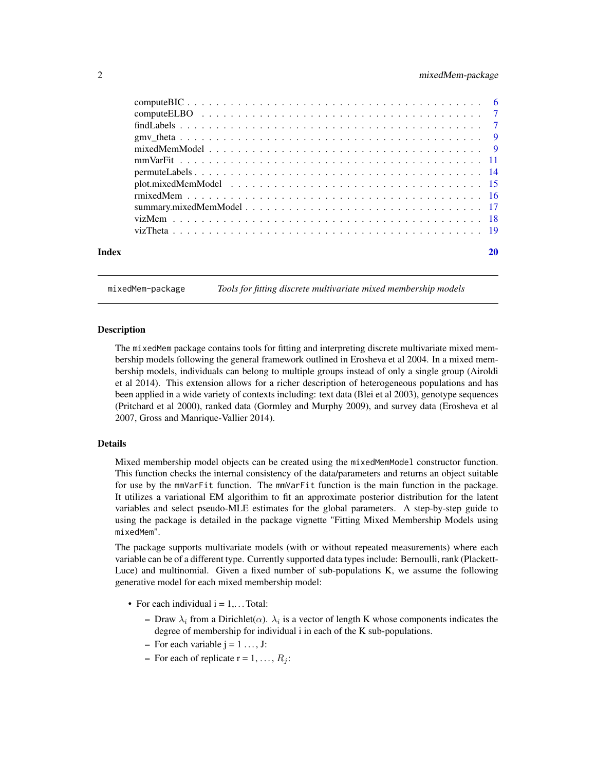computeBIC . . . . . . . . . . . . . . . . . . . . . . . . . . . . . . . . . . . . . . 6
computeELBO . . . . . . . . . . . . . . . . . . . . . . . . . . . . . . . . . . . . . 7
findLabels . . . . . . . . . . . . . . . . . . . . . . . . . . . . . . . . . . . . . . 7
gmv_theta . . . . . . . . . . . . . . . . . . . . . . . . . . . . . . . . . . . . . . . 9
mixedMemModel . . . . . . . . . . . . . . . . . . . . . . . . . . . . . . . . . . . . 9
mmVarFit . . . . . . . . . . . . . . . . . . . . . . . . . . . . . . . . . . . . . . . 11
permuteLabels . . . . . . . . . . . . . . . . . . . . . . . . . . . . . . . . . . . . 14
plot.mixedMemModel . . . . . . . . . . . . . . . . . . . . . . . . . . . . . . . . . 15
rmixedMem . . . . . . . . . . . . . . . . . . . . . . . . . . . . . . . . . . . . . . 16
summary.mixedMemModel . . . . . . . . . . . . . . . . . . . . . . . . . . . . . . . 17
vizMem . . . . . . . . . . . . . . . . . . . . . . . . . . . . . . . . . . . . . . . . 18
vizTheta . . . . . . . . . . . . . . . . . . . . . . . . . . . . . . . . . . . . . . . 19

**Index** **20**

---

`mixedMem-package` *Tools for fitting discrete multivariate mixed membership models*

---

## Description

The `mixedMem` package contains tools for fitting and interpreting discrete multivariate mixed membership models following the general framework outlined in Erosheva et al 2004. In a mixed membership models, individuals can belong to multiple groups instead of only a single group (Airoldi et al 2014). This extension allows for a richer description of heterogeneous populations and has been applied in a wide variety of contexts including: text data (Blei et al 2003), genotype sequences (Pritchard et al 2000), ranked data (Gormley and Murphy 2009), and survey data (Erosheva et al 2007, Gross and Manrique-Vallier 2014).

## Details

Mixed membership model objects can be created using the `mixedMemModel` constructor function. This function checks the internal consistency of the data/parameters and returns an object suitable for use by the `mmVarFit` function. The `mmVarFit` function is the main function in the package. It utilizes a variational EM algorithim to fit an approximate posterior distribution for the latent variables and select pseudo-MLE estimates for the global parameters. A step-by-step guide to using the package is detailed in the package vignette "Fitting Mixed Membership Models using `mixedMem`".

The package supports multivariate models (with or without repeated measurements) where each variable can be of a different type. Currently supported data types include: Bernoulli, rank (Plackett-Luce) and multinomial. Given a fixed number of sub-populations K, we assume the following generative model for each mixed membership model:

- For each individual i = 1,... Total:
  - Draw $\lambda_i$ from a Dirichlet($\alpha$). $\lambda_i$ is a vector of length K whose components indicates the degree of membership for individual i in each of the K sub-populations.
  - For each variable j = 1 ..., J:
  - For each of replicate r = 1, ..., $R_j$: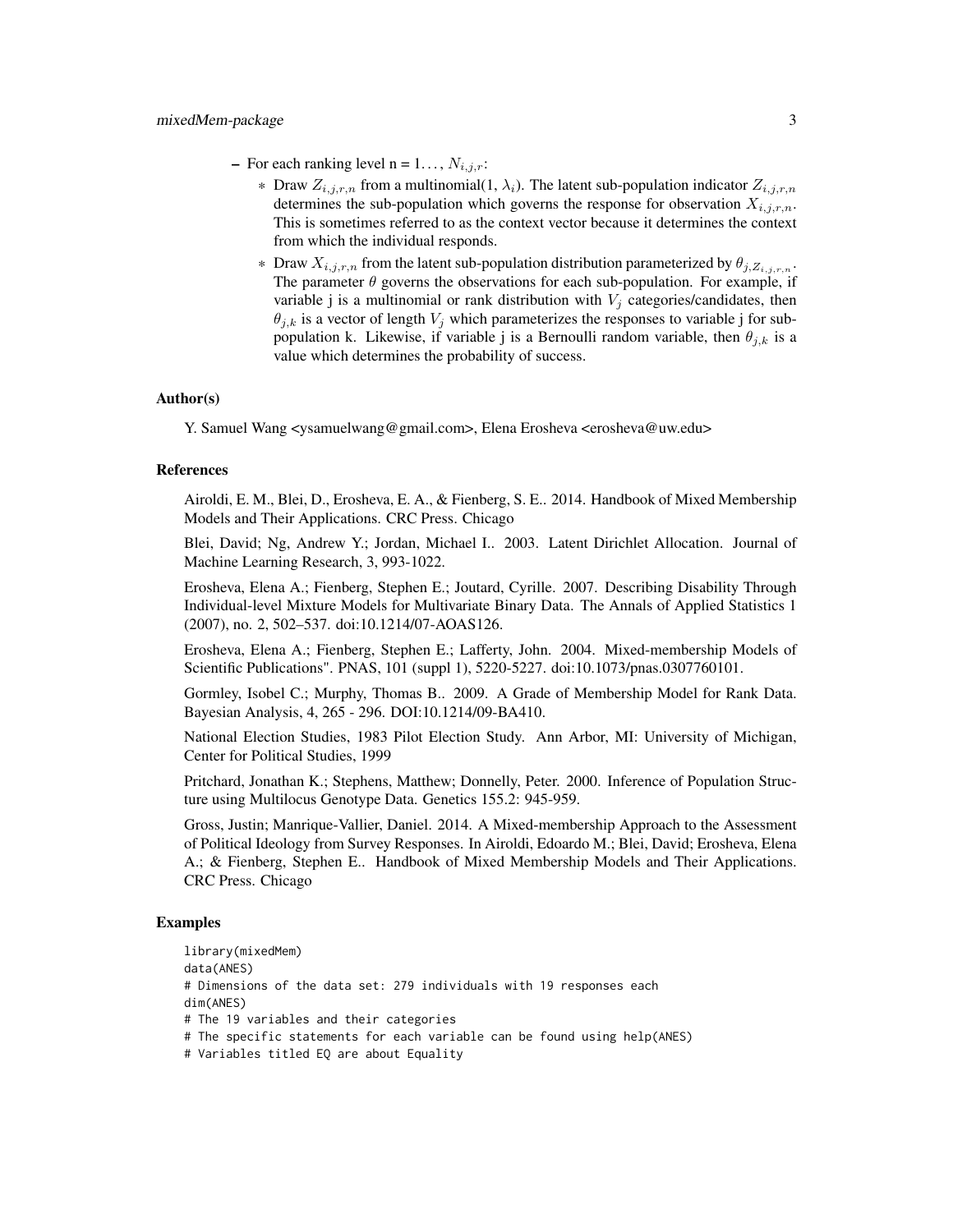- For each ranking level n = $1\ldots, N_{i,j,r}$:
  - Draw $Z_{i,j,r,n}$ from a multinomial(1, $\lambda_i$). The latent sub-population indicator $Z_{i,j,r,n}$ determines the sub-population which governs the response for observation $X_{i,j,r,n}$. This is sometimes referred to as the context vector because it determines the context from which the individual responds.
  - Draw $X_{i,j,r,n}$ from the latent sub-population distribution parameterized by $\theta_{j,Z_{i,j,r,n}}$. The parameter $\theta$ governs the observations for each sub-population. For example, if variable j is a multinomial or rank distribution with $V_j$ categories/candidates, then $\theta_{j,k}$ is a vector of length $V_j$ which parameterizes the responses to variable j for sub-population k. Likewise, if variable j is a Bernoulli random variable, then $\theta_{j,k}$ is a value which determines the probability of success.

## Author(s)

Y. Samuel Wang <ysamuelwang@gmail.com>, Elena Erosheva <erosheva@uw.edu>

## References

Airoldi, E. M., Blei, D., Erosheva, E. A., & Fienberg, S. E.. 2014. Handbook of Mixed Membership Models and Their Applications. CRC Press. Chicago

Blei, David; Ng, Andrew Y.; Jordan, Michael I.. 2003. Latent Dirichlet Allocation. Journal of Machine Learning Research, 3, 993-1022.

Erosheva, Elena A.; Fienberg, Stephen E.; Joutard, Cyrille. 2007. Describing Disability Through Individual-level Mixture Models for Multivariate Binary Data. The Annals of Applied Statistics 1 (2007), no. 2, 502–537. doi:10.1214/07-AOAS126.

Erosheva, Elena A.; Fienberg, Stephen E.; Lafferty, John. 2004. Mixed-membership Models of Scientific Publications". PNAS, 101 (suppl 1), 5220-5227. doi:10.1073/pnas.0307760101.

Gormley, Isobel C.; Murphy, Thomas B.. 2009. A Grade of Membership Model for Rank Data. Bayesian Analysis, 4, 265 - 296. DOI:10.1214/09-BA410.

National Election Studies, 1983 Pilot Election Study. Ann Arbor, MI: University of Michigan, Center for Political Studies, 1999

Pritchard, Jonathan K.; Stephens, Matthew; Donnelly, Peter. 2000. Inference of Population Structure using Multilocus Genotype Data. Genetics 155.2: 945-959.

Gross, Justin; Manrique-Vallier, Daniel. 2014. A Mixed-membership Approach to the Assessment of Political Ideology from Survey Responses. In Airoldi, Edoardo M.; Blei, David; Erosheva, Elena A.; & Fienberg, Stephen E.. Handbook of Mixed Membership Models and Their Applications. CRC Press. Chicago

## Examples

```
library(mixedMem)
data(ANES)
# Dimensions of the data set: 279 individuals with 19 responses each
dim(ANES)
# The 19 variables and their categories
# The specific statements for each variable can be found using help(ANES)
# Variables titled EQ are about Equality
```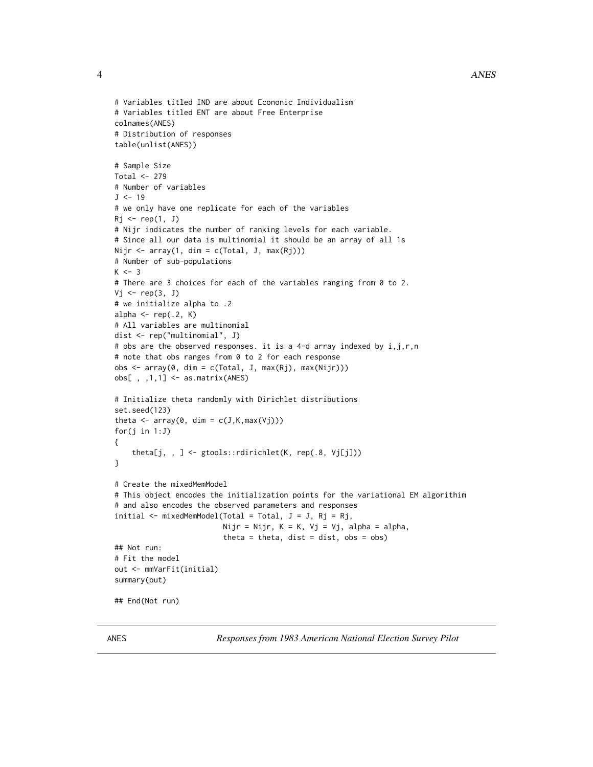```
# Variables titled IND are about Econonic Individualism
# Variables titled ENT are about Free Enterprise
colnames(ANES)
# Distribution of responses
table(unlist(ANES))

# Sample Size
Total <- 279
# Number of variables
J <- 19
# we only have one replicate for each of the variables
Rj <- rep(1, J)
# Nijr indicates the number of ranking levels for each variable.
# Since all our data is multinomial it should be an array of all 1s
Nijr <- array(1, dim = c(Total, J, max(Rj)))
# Number of sub-populations
K <- 3
# There are 3 choices for each of the variables ranging from 0 to 2.
Vj <- rep(3, J)
# we initialize alpha to .2
alpha <- rep(.2, K)
# All variables are multinomial
dist <- rep("multinomial", J)
# obs are the observed responses. it is a 4-d array indexed by i,j,r,n
# note that obs ranges from 0 to 2 for each response
obs <- array(0, dim = c(Total, J, max(Rj), max(Nijr)))
obs[ , ,1,1] <- as.matrix(ANES)

# Initialize theta randomly with Dirichlet distributions
set.seed(123)
theta <- array(0, dim = c(J,K,max(Vj)))
for(j in 1:J)
{
    theta[j, , ] <- gtools::rdirichlet(K, rep(.8, Vj[j]))
}

# Create the mixedMemModel
# This object encodes the initialization points for the variational EM algorithim
# and also encodes the observed parameters and responses
initial <- mixedMemModel(Total = Total, J = J, Rj = Rj,
                         Nijr = Nijr, K = K, Vj = Vj, alpha = alpha,
                         theta = theta, dist = dist, obs = obs)
## Not run:
# Fit the model
out <- mmVarFit(initial)
summary(out)

## End(Not run)
```

---

ANES &emsp; *Responses from 1983 American National Election Survey Pilot*

---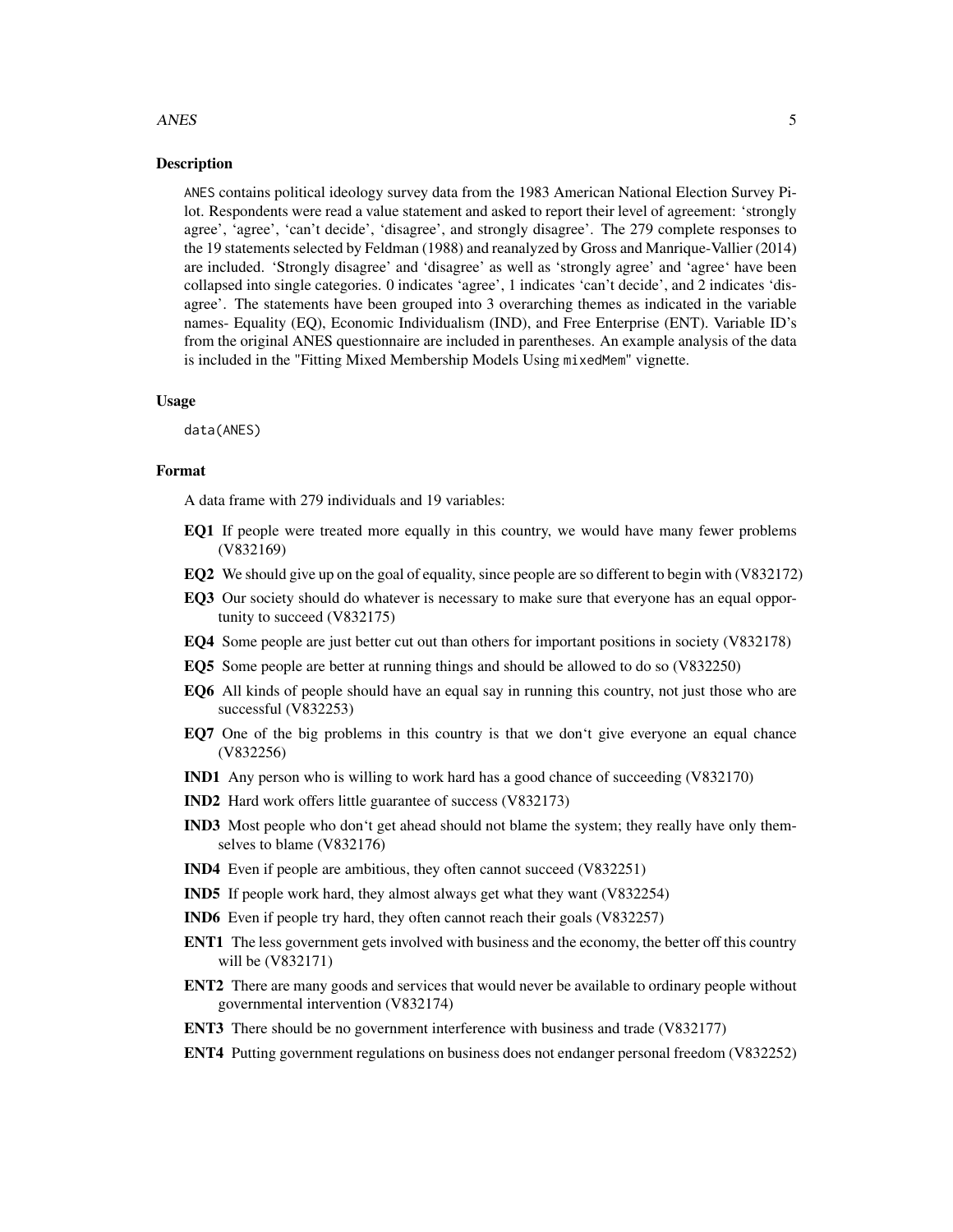## Description

ANES contains political ideology survey data from the 1983 American National Election Survey Pilot. Respondents were read a value statement and asked to report their level of agreement: 'strongly agree', 'agree', 'can't decide', 'disagree', and strongly disagree'. The 279 complete responses to the 19 statements selected by Feldman (1988) and reanalyzed by Gross and Manrique-Vallier (2014) are included. 'Strongly disagree' and 'disagree' as well as 'strongly agree' and 'agree' have been collapsed into single categories. 0 indicates 'agree', 1 indicates 'can't decide', and 2 indicates 'disagree'. The statements have been grouped into 3 overarching themes as indicated in the variable names- Equality (EQ), Economic Individualism (IND), and Free Enterprise (ENT). Variable ID's from the original ANES questionnaire are included in parentheses. An example analysis of the data is included in the "Fitting Mixed Membership Models Using `mixedMem`" vignette.

## Usage

```
data(ANES)
```

## Format

A data frame with 279 individuals and 19 variables:

- **EQ1** If people were treated more equally in this country, we would have many fewer problems (V832169)
- **EQ2** We should give up on the goal of equality, since people are so different to begin with (V832172)
- **EQ3** Our society should do whatever is necessary to make sure that everyone has an equal opportunity to succeed (V832175)
- **EQ4** Some people are just better cut out than others for important positions in society (V832178)
- **EQ5** Some people are better at running things and should be allowed to do so (V832250)
- **EQ6** All kinds of people should have an equal say in running this country, not just those who are successful (V832253)
- **EQ7** One of the big problems in this country is that we don't give everyone an equal chance (V832256)
- **IND1** Any person who is willing to work hard has a good chance of succeeding (V832170)
- **IND2** Hard work offers little guarantee of success (V832173)
- **IND3** Most people who don't get ahead should not blame the system; they really have only themselves to blame (V832176)
- **IND4** Even if people are ambitious, they often cannot succeed (V832251)
- **IND5** If people work hard, they almost always get what they want (V832254)
- **IND6** Even if people try hard, they often cannot reach their goals (V832257)
- **ENT1** The less government gets involved with business and the economy, the better off this country will be (V832171)
- **ENT2** There are many goods and services that would never be available to ordinary people without governmental intervention (V832174)
- **ENT3** There should be no government interference with business and trade (V832177)
- **ENT4** Putting government regulations on business does not endanger personal freedom (V832252)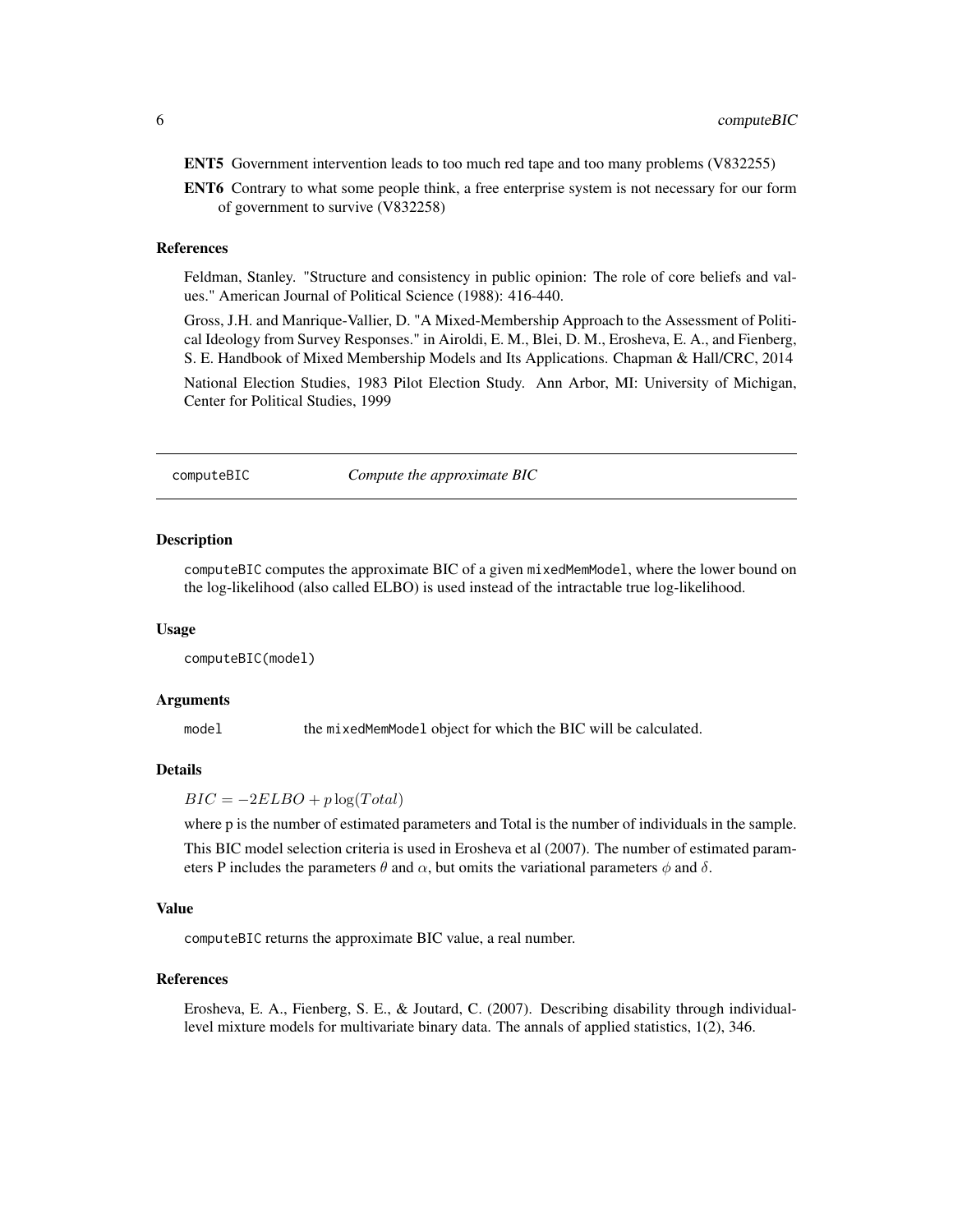**ENT5** Government intervention leads to too much red tape and too many problems (V832255)

**ENT6** Contrary to what some people think, a free enterprise system is not necessary for our form of government to survive (V832258)

### References

Feldman, Stanley. "Structure and consistency in public opinion: The role of core beliefs and values." American Journal of Political Science (1988): 416-440.

Gross, J.H. and Manrique-Vallier, D. "A Mixed-Membership Approach to the Assessment of Political Ideology from Survey Responses." in Airoldi, E. M., Blei, D. M., Erosheva, E. A., and Fienberg, S. E. Handbook of Mixed Membership Models and Its Applications. Chapman & Hall/CRC, 2014

National Election Studies, 1983 Pilot Election Study. Ann Arbor, MI: University of Michigan, Center for Political Studies, 1999

---

## computeBIC — *Compute the approximate BIC*

### Description

computeBIC computes the approximate BIC of a given mixedMemModel, where the lower bound on the log-likelihood (also called ELBO) is used instead of the intractable true log-likelihood.

### Usage

```
computeBIC(model)
```

### Arguments

| | |
|---|---|
| model | the mixedMemModel object for which the BIC will be calculated. |

### Details

$BIC = -2ELBO + p\log(Total)$

where p is the number of estimated parameters and Total is the number of individuals in the sample.

This BIC model selection criteria is used in Erosheva et al (2007). The number of estimated parameters P includes the parameters $\theta$ and $\alpha$, but omits the variational parameters $\phi$ and $\delta$.

### Value

computeBIC returns the approximate BIC value, a real number.

### References

Erosheva, E. A., Fienberg, S. E., & Joutard, C. (2007). Describing disability through individual-level mixture models for multivariate binary data. The annals of applied statistics, 1(2), 346.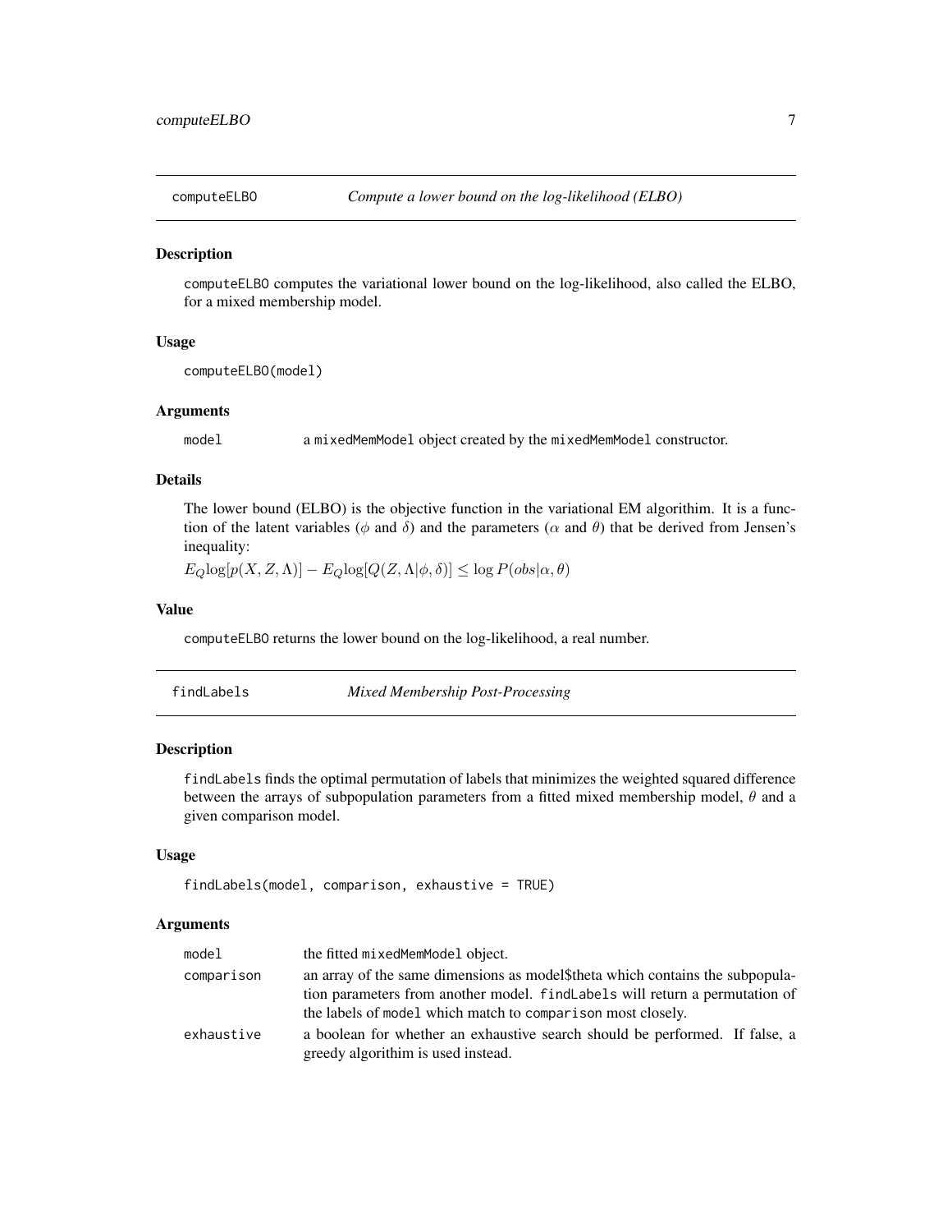## computeELBO — *Compute a lower bound on the log-likelihood (ELBO)*

### Description

computeELBO computes the variational lower bound on the log-likelihood, also called the ELBO, for a mixed membership model.

### Usage

```
computeELBO(model)
```

### Arguments

| | |
|---|---|
| model | a mixedMemModel object created by the mixedMemModel constructor. |

### Details

The lower bound (ELBO) is the objective function in the variational EM algorithim. It is a function of the latent variables ($\phi$ and $\delta$) and the parameters ($\alpha$ and $\theta$) that be derived from Jensen's inequality:

$E_Q \log[p(X, Z, \Lambda)] - E_Q \log[Q(Z, \Lambda|\phi, \delta)] \leq \log P(obs|\alpha, \theta)$

### Value

computeELBO returns the lower bound on the log-likelihood, a real number.

## findLabels — *Mixed Membership Post-Processing*

### Description

findLabels finds the optimal permutation of labels that minimizes the weighted squared difference between the arrays of subpopulation parameters from a fitted mixed membership model, $\theta$ and a given comparison model.

### Usage

```
findLabels(model, comparison, exhaustive = TRUE)
```

### Arguments

| | |
|---|---|
| model | the fitted mixedMemModel object. |
| comparison | an array of the same dimensions as model$theta which contains the subpopulation parameters from another model. findLabels will return a permutation of the labels of model which match to comparison most closely. |
| exhaustive | a boolean for whether an exhaustive search should be performed. If false, a greedy algorithim is used instead. |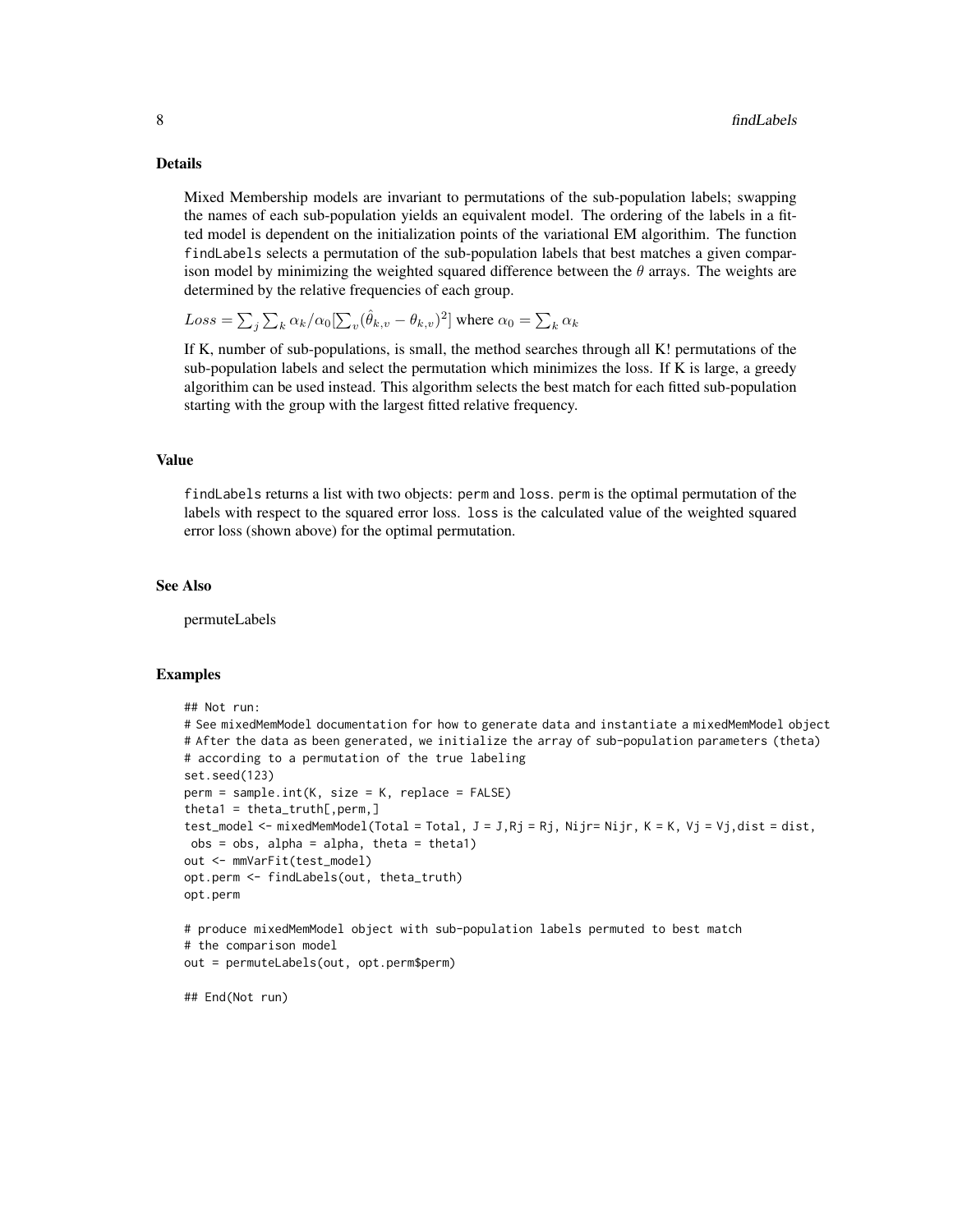### Details

Mixed Membership models are invariant to permutations of the sub-population labels; swapping the names of each sub-population yields an equivalent model. The ordering of the labels in a fitted model is dependent on the initialization points of the variational EM algorithim. The function `findLabels` selects a permutation of the sub-population labels that best matches a given comparison model by minimizing the weighted squared difference between the $\theta$ arrays. The weights are determined by the relative frequencies of each group.

$Loss = \sum_j \sum_k \alpha_k/\alpha_0[\sum_v (\hat{\theta}_{k,v} - \theta_{k,v})^2]$ where $\alpha_0 = \sum_k \alpha_k$

If K, number of sub-populations, is small, the method searches through all K! permutations of the sub-population labels and select the permutation which minimizes the loss. If K is large, a greedy algorithim can be used instead. This algorithm selects the best match for each fitted sub-population starting with the group with the largest fitted relative frequency.

### Value

`findLabels` returns a list with two objects: `perm` and `loss`. `perm` is the optimal permutation of the labels with respect to the squared error loss. `loss` is the calculated value of the weighted squared error loss (shown above) for the optimal permutation.

### See Also

permuteLabels

### Examples

```
## Not run:
# See mixedMemModel documentation for how to generate data and instantiate a mixedMemModel object
# After the data as been generated, we initialize the array of sub-population parameters (theta)
# according to a permutation of the true labeling
set.seed(123)
perm = sample.int(K, size = K, replace = FALSE)
theta1 = theta_truth[,perm,]
test_model <- mixedMemModel(Total = Total, J = J,Rj = Rj, Nijr= Nijr, K = K, Vj = Vj,dist = dist,
 obs = obs, alpha = alpha, theta = theta1)
out <- mmVarFit(test_model)
opt.perm <- findLabels(out, theta_truth)
opt.perm

# produce mixedMemModel object with sub-population labels permuted to best match
# the comparison model
out = permuteLabels(out, opt.perm$perm)

## End(Not run)
```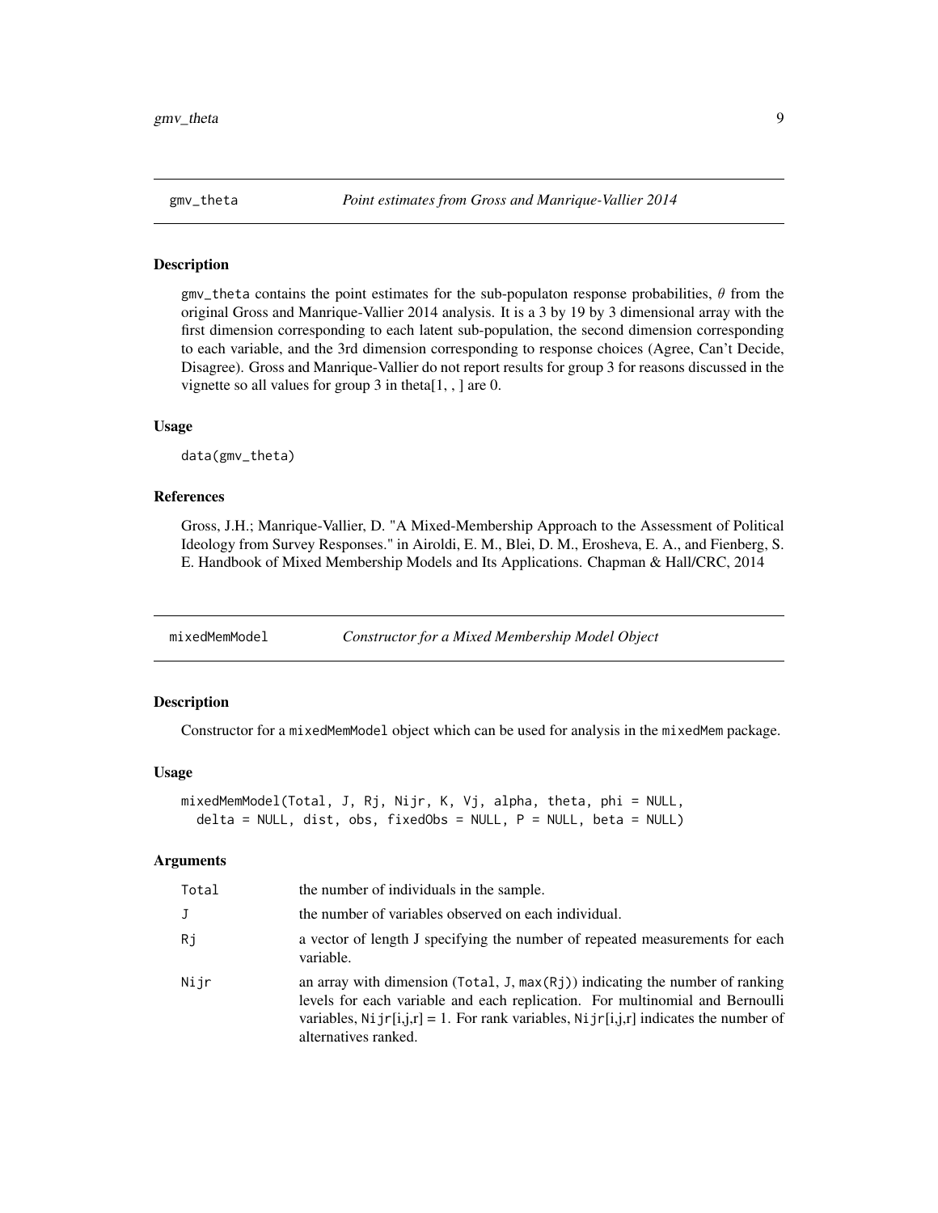## gmv_theta — *Point estimates from Gross and Manrique-Vallier 2014*

### Description

gmv_theta contains the point estimates for the sub-populaton response probabilities, $\theta$ from the original Gross and Manrique-Vallier 2014 analysis. It is a 3 by 19 by 3 dimensional array with the first dimension corresponding to each latent sub-population, the second dimension corresponding to each variable, and the 3rd dimension corresponding to response choices (Agree, Can't Decide, Disagree). Gross and Manrique-Vallier do not report results for group 3 for reasons discussed in the vignette so all values for group 3 in theta[1, , ] are 0.

### Usage

```
data(gmv_theta)
```

### References

Gross, J.H.; Manrique-Vallier, D. "A Mixed-Membership Approach to the Assessment of Political Ideology from Survey Responses." in Airoldi, E. M., Blei, D. M., Erosheva, E. A., and Fienberg, S. E. Handbook of Mixed Membership Models and Its Applications. Chapman & Hall/CRC, 2014

## mixedMemModel — *Constructor for a Mixed Membership Model Object*

### Description

Constructor for a mixedMemModel object which can be used for analysis in the mixedMem package.

### Usage

```
mixedMemModel(Total, J, Rj, Nijr, K, Vj, alpha, theta, phi = NULL,
  delta = NULL, dist, obs, fixedObs = NULL, P = NULL, beta = NULL)
```

### Arguments

| Argument | Description |
|---|---|
| Total | the number of individuals in the sample. |
| J | the number of variables observed on each individual. |
| Rj | a vector of length J specifying the number of repeated measurements for each variable. |
| Nijr | an array with dimension (Total, J, max(Rj)) indicating the number of ranking levels for each variable and each replication. For multinomial and Bernoulli variables, Nijr[i,j,r] = 1. For rank variables, Nijr[i,j,r] indicates the number of alternatives ranked. |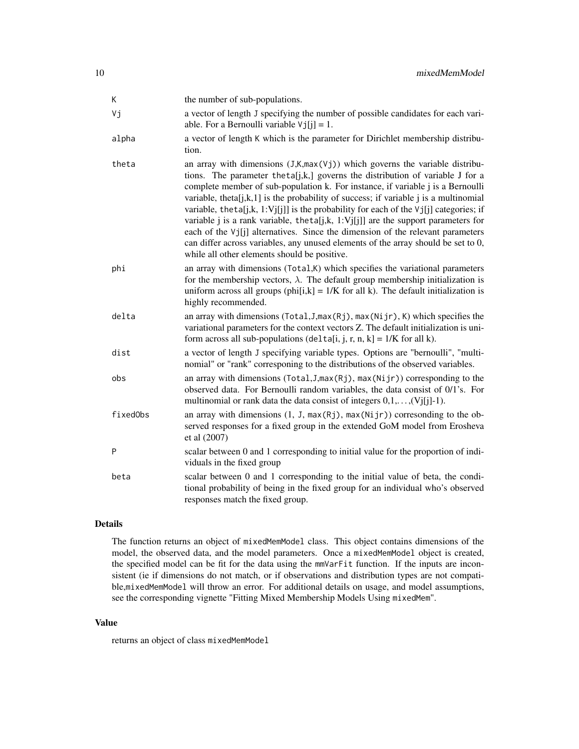| | |
|---|---|
| K | the number of sub-populations. |
| Vj | a vector of length J specifying the number of possible candidates for each variable. For a Bernoulli variable Vj[j] = 1. |
| alpha | a vector of length K which is the parameter for Dirichlet membership distribution. |
| theta | an array with dimensions (J,K,max(Vj)) which governs the variable distributions. The parameter theta[j,k,] governs the distribution of variable J for a complete member of sub-population k. For instance, if variable j is a Bernoulli variable, theta[j,k,1] is the probability of success; if variable j is a multinomial variable, theta[j,k, 1:Vj[j]] is the probability for each of the Vj[j] categories; if variable j is a rank variable, theta[j,k, 1:Vj[j]] are the support parameters for each of the Vj[j] alternatives. Since the dimension of the relevant parameters can differ across variables, any unused elements of the array should be set to 0, while all other elements should be positive. |
| phi | an array with dimensions (Total,K) which specifies the variational parameters for the membership vectors, $\lambda$. The default group membership initialization is uniform across all groups (phi[i,k] = 1/K for all k). The default initialization is highly recommended. |
| delta | an array with dimensions (Total,J,max(Rj), max(Nijr), K) which specifies the variational parameters for the context vectors Z. The default initialization is uniform across all sub-populations (delta[i, j, r, n, k] = 1/K for all k). |
| dist | a vector of length J specifying variable types. Options are "bernoulli", "multinomial" or "rank" corresponing to the distributions of the observed variables. |
| obs | an array with dimensions (Total,J,max(Rj), max(Nijr)) corresponding to the observed data. For Bernoulli random variables, the data consist of 0/1's. For multinomial or rank data the data consist of integers $0,1,\ldots,(Vj[j]-1)$. |
| fixedObs | an array with dimensions (1, J, max(Rj), max(Nijr)) corresonding to the observed responses for a fixed group in the extended GoM model from Erosheva et al (2007) |
| P | scalar between 0 and 1 corresponding to initial value for the proportion of individuals in the fixed group |
| beta | scalar between 0 and 1 corresponding to the initial value of beta, the conditional probability of being in the fixed group for an individual who's observed responses match the fixed group. |

## Details

The function returns an object of mixedMemModel class. This object contains dimensions of the model, the observed data, and the model parameters. Once a mixedMemModel object is created, the specified model can be fit for the data using the mmVarFit function. If the inputs are inconsistent (ie if dimensions do not match, or if observations and distribution types are not compatible,mixedMemModel will throw an error. For additional details on usage, and model assumptions, see the corresponding vignette "Fitting Mixed Membership Models Using mixedMem".

## Value

returns an object of class mixedMemModel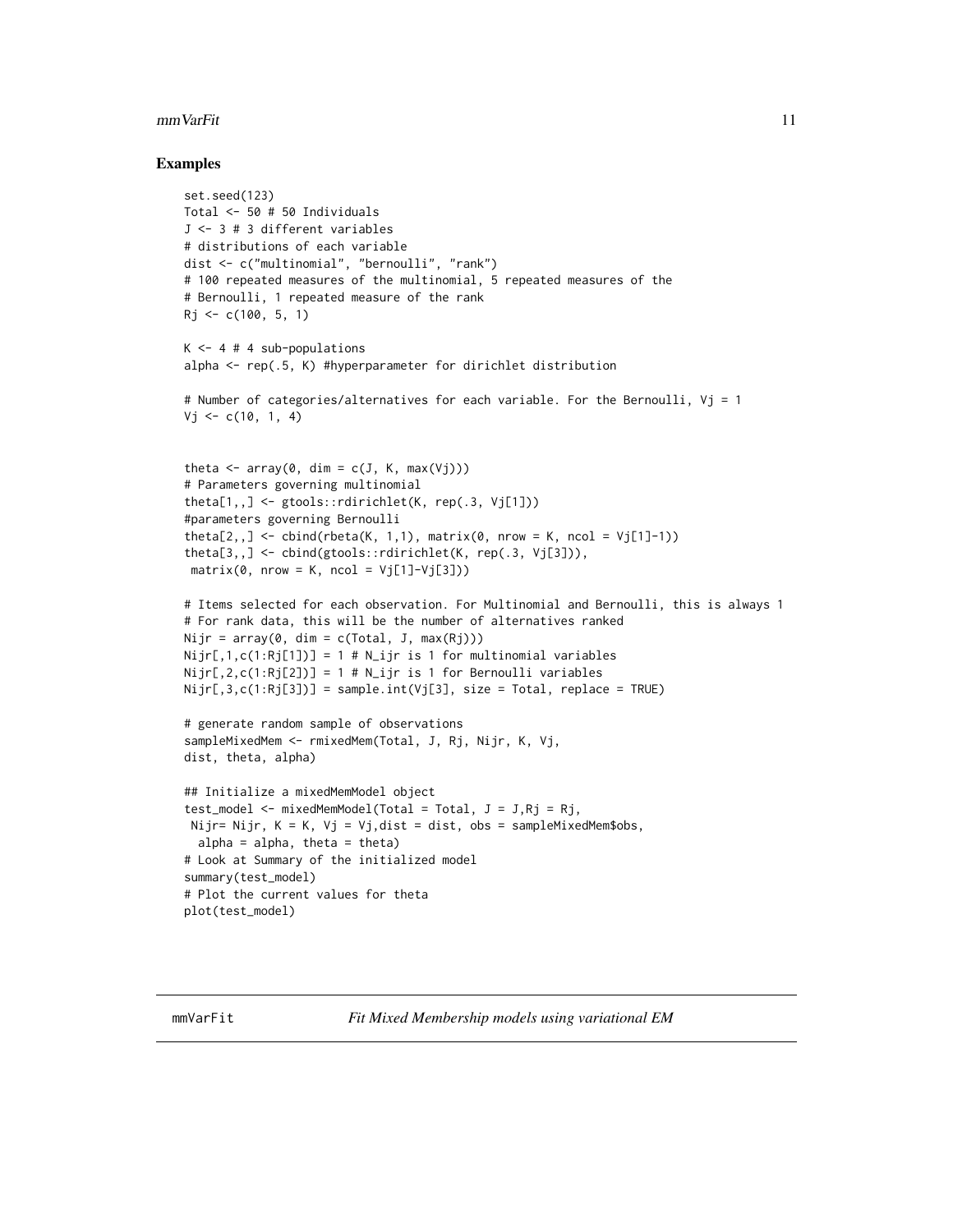## Examples

```
set.seed(123)
Total <- 50 # 50 Individuals
J <- 3 # 3 different variables
# distributions of each variable
dist <- c("multinomial", "bernoulli", "rank")
# 100 repeated measures of the multinomial, 5 repeated measures of the
# Bernoulli, 1 repeated measure of the rank
Rj <- c(100, 5, 1)

K <- 4 # 4 sub-populations
alpha <- rep(.5, K) #hyperparameter for dirichlet distribution

# Number of categories/alternatives for each variable. For the Bernoulli, Vj = 1
Vj <- c(10, 1, 4)


theta <- array(0, dim = c(J, K, max(Vj)))
# Parameters governing multinomial
theta[1,,] <- gtools::rdirichlet(K, rep(.3, Vj[1]))
#parameters governing Bernoulli
theta[2,,] <- cbind(rbeta(K, 1,1), matrix(0, nrow = K, ncol = Vj[1]-1))
theta[3,,] <- cbind(gtools::rdirichlet(K, rep(.3, Vj[3])),
 matrix(0, nrow = K, ncol = Vj[1]-Vj[3]))

# Items selected for each observation. For Multinomial and Bernoulli, this is always 1
# For rank data, this will be the number of alternatives ranked
Nijr = array(0, dim = c(Total, J, max(Rj)))
Nijr[,1,c(1:Rj[1])] = 1 # N_ijr is 1 for multinomial variables
Nijr[,2,c(1:Rj[2])] = 1 # N_ijr is 1 for Bernoulli variables
Nijr[,3,c(1:Rj[3])] = sample.int(Vj[3], size = Total, replace = TRUE)

# generate random sample of observations
sampleMixedMem <- rmixedMem(Total, J, Rj, Nijr, K, Vj,
dist, theta, alpha)

## Initialize a mixedMemModel object
test_model <- mixedMemModel(Total = Total, J = J,Rj = Rj,
 Nijr= Nijr, K = K, Vj = Vj,dist = dist, obs = sampleMixedMem$obs,
  alpha = alpha, theta = theta)
# Look at Summary of the initialized model
summary(test_model)
# Plot the current values for theta
plot(test_model)
```

---

## mmVarFit — *Fit Mixed Membership models using variational EM*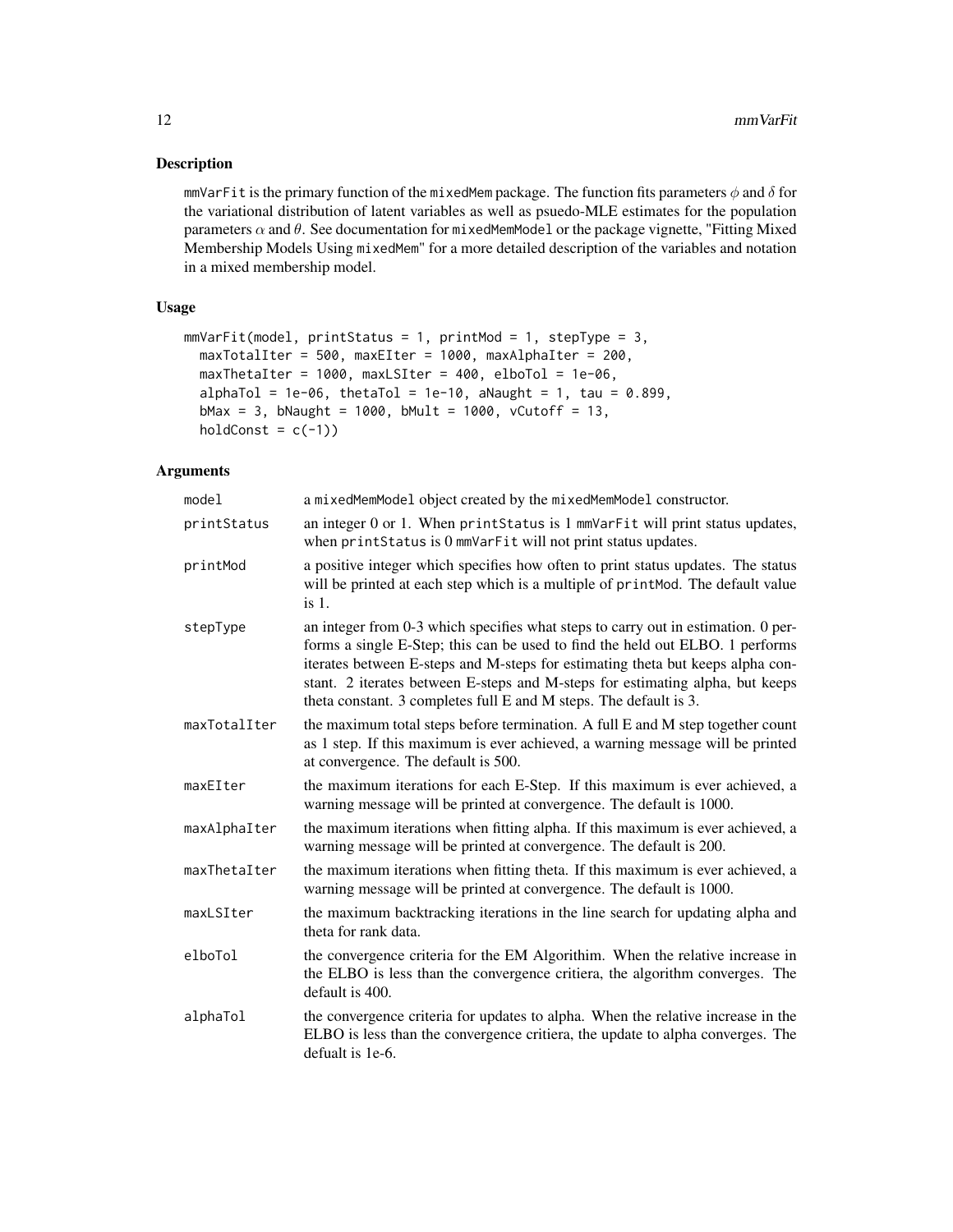### Description

`mmVarFit` is the primary function of the `mixedMem` package. The function fits parameters $\phi$ and $\delta$ for the variational distribution of latent variables as well as psuedo-MLE estimates for the population parameters $\alpha$ and $\theta$. See documentation for `mixedMemModel` or the package vignette, "Fitting Mixed Membership Models Using `mixedMem`" for a more detailed description of the variables and notation in a mixed membership model.

### Usage

```
mmVarFit(model, printStatus = 1, printMod = 1, stepType = 3,
  maxTotalIter = 500, maxEIter = 1000, maxAlphaIter = 200,
  maxThetaIter = 1000, maxLSIter = 400, elboTol = 1e-06,
  alphaTol = 1e-06, thetaTol = 1e-10, aNaught = 1, tau = 0.899,
  bMax = 3, bNaught = 1000, bMult = 1000, vCutoff = 13,
  holdConst = c(-1))
```

### Arguments

| | |
|---|---|
| `model` | a `mixedMemModel` object created by the `mixedMemModel` constructor. |
| `printStatus` | an integer 0 or 1. When `printStatus` is 1 `mmVarFit` will print status updates, when `printStatus` is 0 `mmVarFit` will not print status updates. |
| `printMod` | a positive integer which specifies how often to print status updates. The status will be printed at each step which is a multiple of `printMod`. The default value is 1. |
| `stepType` | an integer from 0-3 which specifies what steps to carry out in estimation. 0 performs a single E-Step; this can be used to find the held out ELBO. 1 performs iterates between E-steps and M-steps for estimating theta but keeps alpha constant. 2 iterates between E-steps and M-steps for estimating alpha, but keeps theta constant. 3 completes full E and M steps. The default is 3. |
| `maxTotalIter` | the maximum total steps before termination. A full E and M step together count as 1 step. If this maximum is ever achieved, a warning message will be printed at convergence. The default is 500. |
| `maxEIter` | the maximum iterations for each E-Step. If this maximum is ever achieved, a warning message will be printed at convergence. The default is 1000. |
| `maxAlphaIter` | the maximum iterations when fitting alpha. If this maximum is ever achieved, a warning message will be printed at convergence. The default is 200. |
| `maxThetaIter` | the maximum iterations when fitting theta. If this maximum is ever achieved, a warning message will be printed at convergence. The default is 1000. |
| `maxLSIter` | the maximum backtracking iterations in the line search for updating alpha and theta for rank data. |
| `elboTol` | the convergence criteria for the EM Algorithim. When the relative increase in the ELBO is less than the convergence critiera, the algorithm converges. The default is 400. |
| `alphaTol` | the convergence criteria for updates to alpha. When the relative increase in the ELBO is less than the convergence critiera, the update to alpha converges. The defualt is 1e-6. |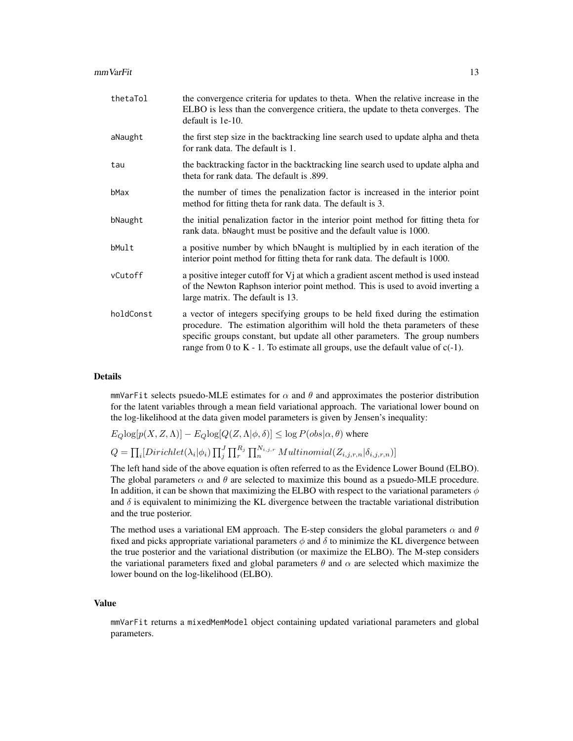| | |
|---|---|
| thetaTol | the convergence criteria for updates to theta. When the relative increase in the ELBO is less than the convergence critiera, the update to theta converges. The default is 1e-10. |
| aNaught | the first step size in the backtracking line search used to update alpha and theta for rank data. The default is 1. |
| tau | the backtracking factor in the backtracking line search used to update alpha and theta for rank data. The default is .899. |
| bMax | the number of times the penalization factor is increased in the interior point method for fitting theta for rank data. The default is 3. |
| bNaught | the initial penalization factor in the interior point method for fitting theta for rank data. bNaught must be positive and the default value is 1000. |
| bMult | a positive number by which bNaught is multiplied by in each iteration of the interior point method for fitting theta for rank data. The default is 1000. |
| vCutoff | a positive integer cutoff for Vj at which a gradient ascent method is used instead of the Newton Raphson interior point method. This is used to avoid inverting a large matrix. The default is 13. |
| holdConst | a vector of integers specifying groups to be held fixed during the estimation procedure. The estimation algorithim will hold the theta parameters of these specific groups constant, but update all other parameters. The group numbers range from 0 to K - 1. To estimate all groups, use the default value of c(-1). |

## Details

mmVarFit selects psuedo-MLE estimates for $\alpha$ and $\theta$ and approximates the posterior distribution for the latent variables through a mean field variational approach. The variational lower bound on the log-likelihood at the data given model parameters is given by Jensen's inequality:

$E_Q \log[p(X, Z, \Lambda)] - E_Q \log[Q(Z, \Lambda|\phi, \delta)] \leq \log P(obs|\alpha, \theta)$ where

$Q = \prod_i [Dirichlet(\lambda_i|\phi_i) \prod_j^J \prod_r^{R_j} \prod_n^{N_{i,j,r}} Multinomial(Z_{i,j,r,n}|\delta_{i,j,r,n})]$

The left hand side of the above equation is often referred to as the Evidence Lower Bound (ELBO). The global parameters $\alpha$ and $\theta$ are selected to maximize this bound as a psuedo-MLE procedure. In addition, it can be shown that maximizing the ELBO with respect to the variational parameters $\phi$ and $\delta$ is equivalent to minimizing the KL divergence between the tractable variational distribution and the true posterior.

The method uses a variational EM approach. The E-step considers the global parameters $\alpha$ and $\theta$ fixed and picks appropriate variational parameters $\phi$ and $\delta$ to minimize the KL divergence between the true posterior and the variational distribution (or maximize the ELBO). The M-step considers the variational parameters fixed and global parameters $\theta$ and $\alpha$ are selected which maximize the lower bound on the log-likelihood (ELBO).

## Value

mmVarFit returns a mixedMemModel object containing updated variational parameters and global parameters.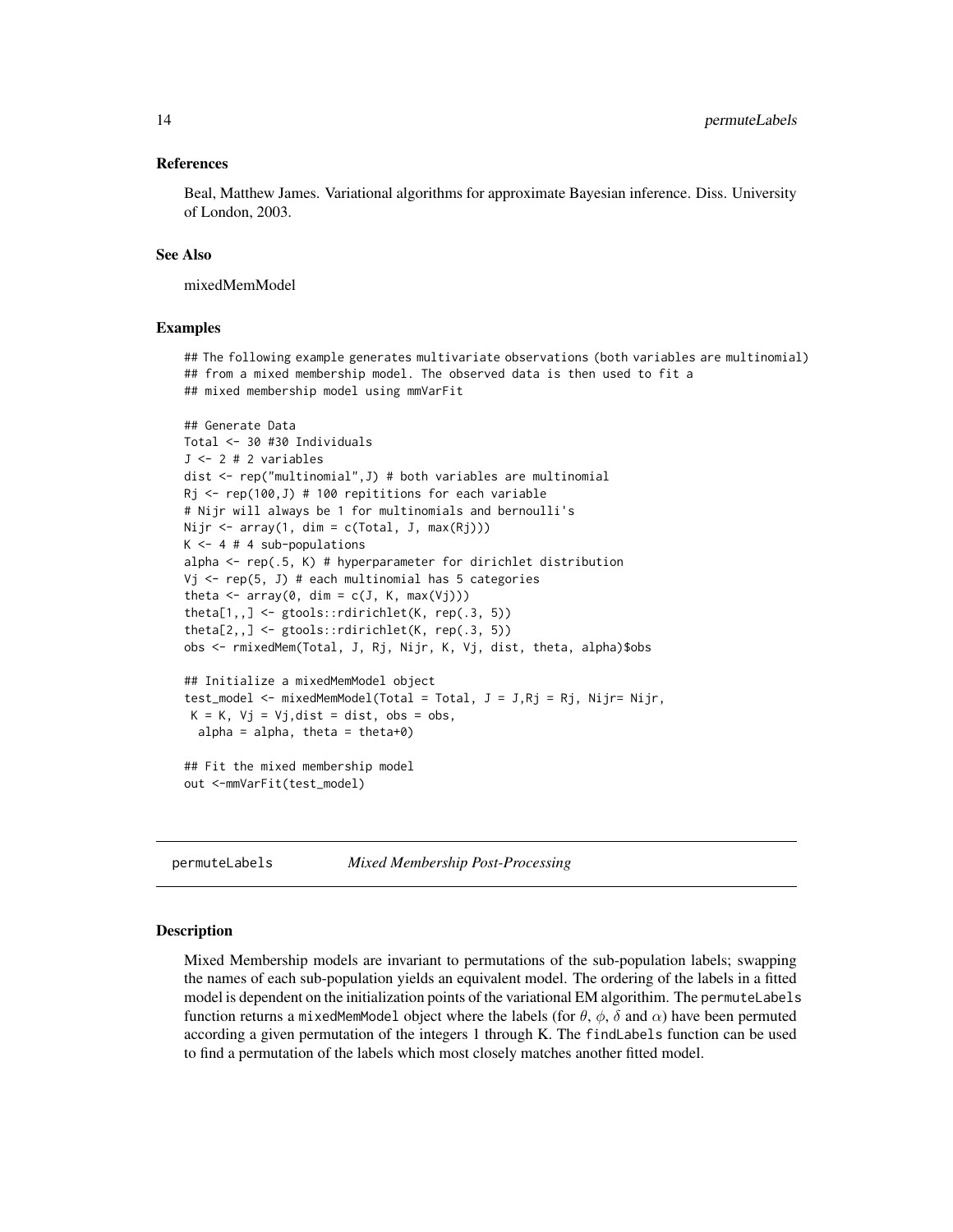### References

Beal, Matthew James. Variational algorithms for approximate Bayesian inference. Diss. University of London, 2003.

### See Also

mixedMemModel

### Examples

```
## The following example generates multivariate observations (both variables are multinomial)
## from a mixed membership model. The observed data is then used to fit a
## mixed membership model using mmVarFit

## Generate Data
Total <- 30 #30 Individuals
J <- 2 # 2 variables
dist <- rep("multinomial",J) # both variables are multinomial
Rj <- rep(100,J) # 100 repititions for each variable
# Nijr will always be 1 for multinomials and bernoulli's
Nijr <- array(1, dim = c(Total, J, max(Rj)))
K <- 4 # 4 sub-populations
alpha <- rep(.5, K) # hyperparameter for dirichlet distribution
Vj <- rep(5, J) # each multinomial has 5 categories
theta <- array(0, dim = c(J, K, max(Vj)))
theta[1,,] <- gtools::rdirichlet(K, rep(.3, 5))
theta[2,,] <- gtools::rdirichlet(K, rep(.3, 5))
obs <- rmixedMem(Total, J, Rj, Nijr, K, Vj, dist, theta, alpha)$obs

## Initialize a mixedMemModel object
test_model <- mixedMemModel(Total = Total, J = J,Rj = Rj, Nijr= Nijr,
 K = K, Vj = Vj,dist = dist, obs = obs,
  alpha = alpha, theta = theta+0)

## Fit the mixed membership model
out <-mmVarFit(test_model)
```

---

## permuteLabels *Mixed Membership Post-Processing*

---

### Description

Mixed Membership models are invariant to permutations of the sub-population labels; swapping the names of each sub-population yields an equivalent model. The ordering of the labels in a fitted model is dependent on the initialization points of the variational EM algorithim. The permuteLabels function returns a mixedMemModel object where the labels (for $\theta$, $\phi$, $\delta$ and $\alpha$) have been permuted according a given permutation of the integers 1 through K. The findLabels function can be used to find a permutation of the labels which most closely matches another fitted model.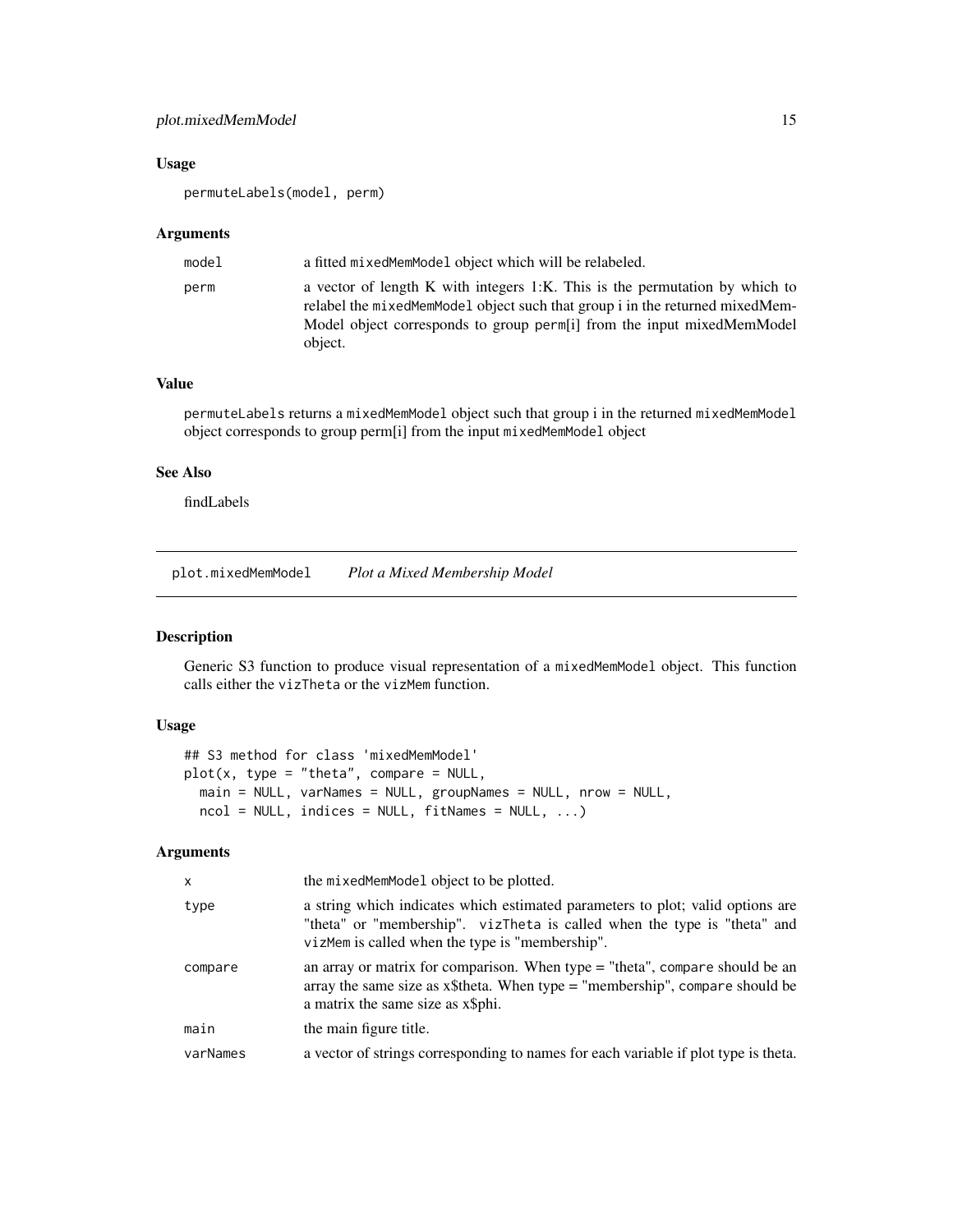### Usage

```
permuteLabels(model, perm)
```

### Arguments

| | |
|---|---|
| model | a fitted mixedMemModel object which will be relabeled. |
| perm | a vector of length K with integers 1:K. This is the permutation by which to relabel the mixedMemModel object such that group i in the returned mixedMemModel object corresponds to group perm[i] from the input mixedMemModel object. |

### Value

permuteLabels returns a mixedMemModel object such that group i in the returned mixedMemModel object corresponds to group perm[i] from the input mixedMemModel object

### See Also

findLabels

---

## plot.mixedMemModel *Plot a Mixed Membership Model*

### Description

Generic S3 function to produce visual representation of a mixedMemModel object. This function calls either the vizTheta or the vizMem function.

### Usage

```
## S3 method for class 'mixedMemModel'
plot(x, type = "theta", compare = NULL,
  main = NULL, varNames = NULL, groupNames = NULL, nrow = NULL,
  ncol = NULL, indices = NULL, fitNames = NULL, ...)
```

### Arguments

| | |
|---|---|
| x | the mixedMemModel object to be plotted. |
| type | a string which indicates which estimated parameters to plot; valid options are "theta" or "membership". vizTheta is called when the type is "theta" and vizMem is called when the type is "membership". |
| compare | an array or matrix for comparison. When type = "theta", compare should be an array the same size as x$theta. When type = "membership", compare should be a matrix the same size as x$phi. |
| main | the main figure title. |
| varNames | a vector of strings corresponding to names for each variable if plot type is theta. |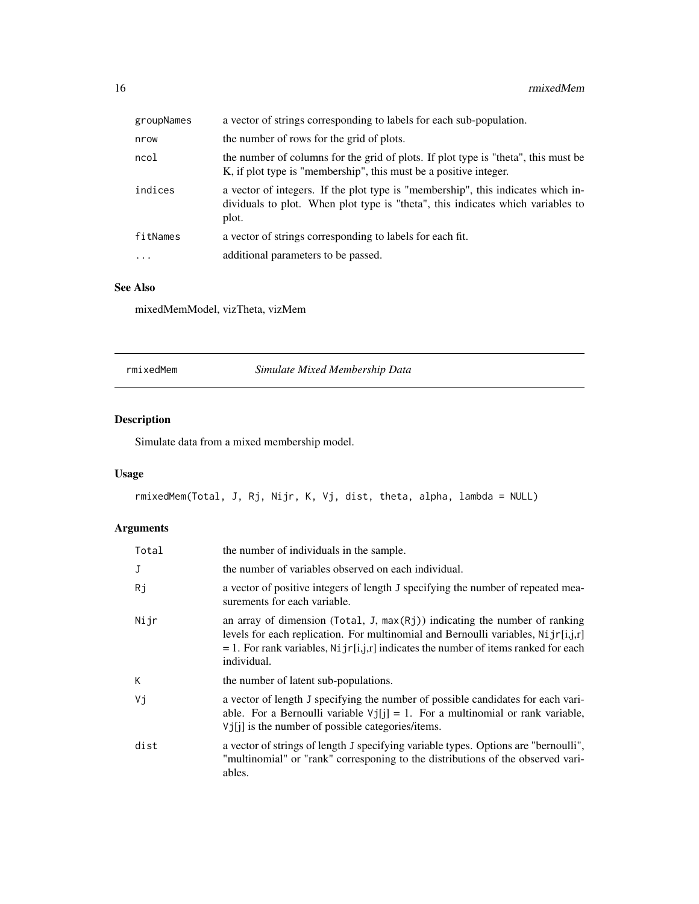| | |
|---|---|
| groupNames | a vector of strings corresponding to labels for each sub-population. |
| nrow | the number of rows for the grid of plots. |
| ncol | the number of columns for the grid of plots. If plot type is "theta", this must be K, if plot type is "membership", this must be a positive integer. |
| indices | a vector of integers. If the plot type is "membership", this indicates which individuals to plot. When plot type is "theta", this indicates which variables to plot. |
| fitNames | a vector of strings corresponding to labels for each fit. |
| ... | additional parameters to be passed. |

### See Also

mixedMemModel, vizTheta, vizMem

---

## rmixedMem — *Simulate Mixed Membership Data*

### Description

Simulate data from a mixed membership model.

### Usage

```
rmixedMem(Total, J, Rj, Nijr, K, Vj, dist, theta, alpha, lambda = NULL)
```

### Arguments

| | |
|---|---|
| Total | the number of individuals in the sample. |
| J | the number of variables observed on each individual. |
| Rj | a vector of positive integers of length J specifying the number of repeated measurements for each variable. |
| Nijr | an array of dimension (Total, J, max(Rj)) indicating the number of ranking levels for each replication. For multinomial and Bernoulli variables, Nijr[i,j,r] = 1. For rank variables, Nijr[i,j,r] indicates the number of items ranked for each individual. |
| K | the number of latent sub-populations. |
| Vj | a vector of length J specifying the number of possible candidates for each variable. For a Bernoulli variable Vj[j] = 1. For a multinomial or rank variable, Vj[j] is the number of possible categories/items. |
| dist | a vector of strings of length J specifying variable types. Options are "bernoulli", "multinomial" or "rank" corresponing to the distributions of the observed variables. |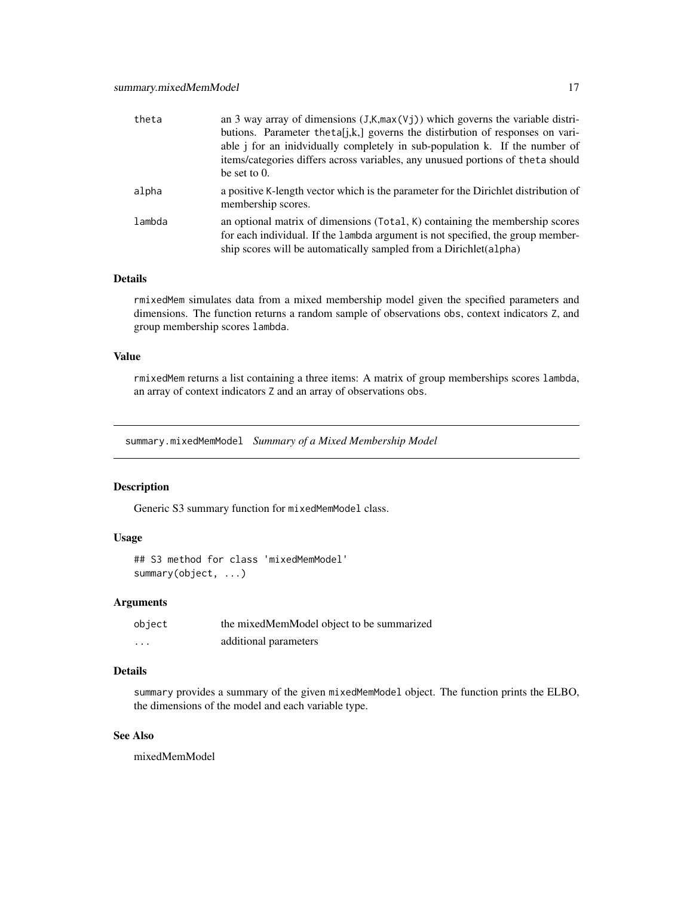| | |
|---|---|
| theta | an 3 way array of dimensions (J,K,max(Vj)) which governs the variable distributions. Parameter theta[j,k,] governs the distirbution of responses on variable j for an inidvidually completely in sub-population k. If the number of items/categories differs across variables, any unusued portions of theta should be set to 0. |
| alpha | a positive K-length vector which is the parameter for the Dirichlet distribution of membership scores. |
| lambda | an optional matrix of dimensions (Total, K) containing the membership scores for each individual. If the lambda argument is not specified, the group membership scores will be automatically sampled from a Dirichlet(alpha) |

### Details

rmixedMem simulates data from a mixed membership model given the specified parameters and dimensions. The function returns a random sample of observations obs, context indicators Z, and group membership scores lambda.

### Value

rmixedMem returns a list containing a three items: A matrix of group memberships scores lambda, an array of context indicators Z and an array of observations obs.

---

## summary.mixedMemModel *Summary of a Mixed Membership Model*

### Description

Generic S3 summary function for mixedMemModel class.

### Usage

```
## S3 method for class 'mixedMemModel'
summary(object, ...)
```

### Arguments

| | |
|---|---|
| object | the mixedMemModel object to be summarized |
| ... | additional parameters |

### Details

summary provides a summary of the given mixedMemModel object. The function prints the ELBO, the dimensions of the model and each variable type.

### See Also

mixedMemModel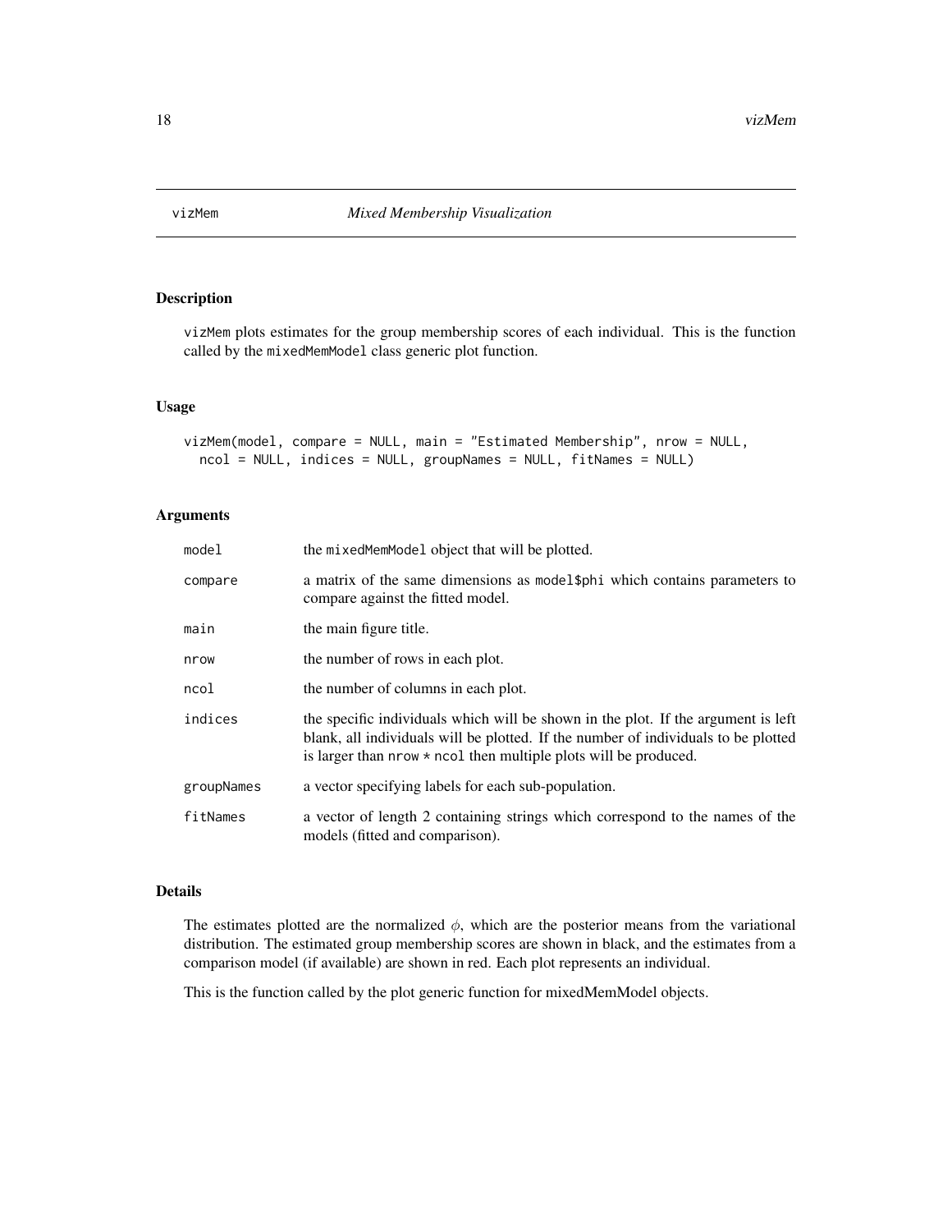# vizMem — *Mixed Membership Visualization*

## Description

vizMem plots estimates for the group membership scores of each individual. This is the function called by the mixedMemModel class generic plot function.

## Usage

```
vizMem(model, compare = NULL, main = "Estimated Membership", nrow = NULL,
  ncol = NULL, indices = NULL, groupNames = NULL, fitNames = NULL)
```

## Arguments

| | |
|---|---|
| model | the mixedMemModel object that will be plotted. |
| compare | a matrix of the same dimensions as model$phi which contains parameters to compare against the fitted model. |
| main | the main figure title. |
| nrow | the number of rows in each plot. |
| ncol | the number of columns in each plot. |
| indices | the specific individuals which will be shown in the plot. If the argument is left blank, all individuals will be plotted. If the number of individuals to be plotted is larger than nrow * ncol then multiple plots will be produced. |
| groupNames | a vector specifying labels for each sub-population. |
| fitNames | a vector of length 2 containing strings which correspond to the names of the models (fitted and comparison). |

## Details

The estimates plotted are the normalized $\phi$, which are the posterior means from the variational distribution. The estimated group membership scores are shown in black, and the estimates from a comparison model (if available) are shown in red. Each plot represents an individual.

This is the function called by the plot generic function for mixedMemModel objects.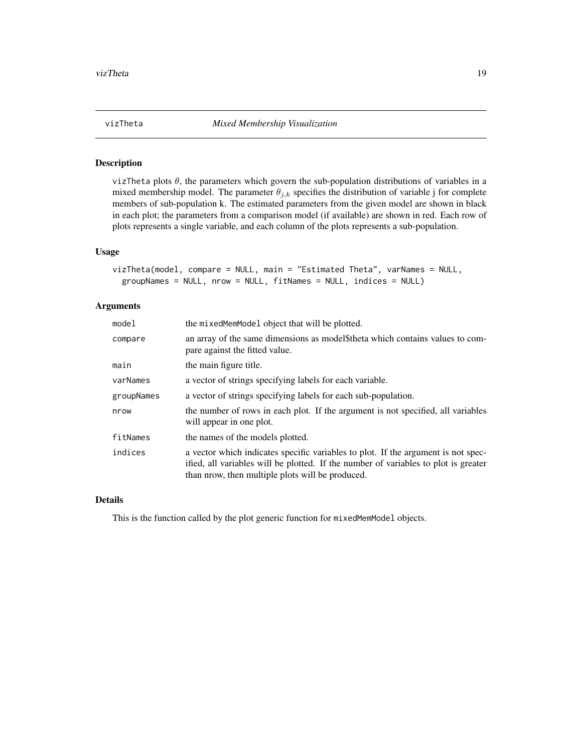# vizTheta — *Mixed Membership Visualization*

## Description

vizTheta plots $\theta$, the parameters which govern the sub-population distributions of variables in a mixed membership model. The parameter $\theta_{j,k}$ specifies the distribution of variable j for complete members of sub-population k. The estimated parameters from the given model are shown in black in each plot; the parameters from a comparison model (if available) are shown in red. Each row of plots represents a single variable, and each column of the plots represents a sub-population.

## Usage

```
vizTheta(model, compare = NULL, main = "Estimated Theta", varNames = NULL,
  groupNames = NULL, nrow = NULL, fitNames = NULL, indices = NULL)
```

## Arguments

| | |
|---|---|
| model | the mixedMemModel object that will be plotted. |
| compare | an array of the same dimensions as model$theta which contains values to compare against the fitted value. |
| main | the main figure title. |
| varNames | a vector of strings specifying labels for each variable. |
| groupNames | a vector of strings specifying labels for each sub-population. |
| nrow | the number of rows in each plot. If the argument is not specified, all variables will appear in one plot. |
| fitNames | the names of the models plotted. |
| indices | a vector which indicates specific variables to plot. If the argument is not specified, all variables will be plotted. If the number of variables to plot is greater than nrow, then multiple plots will be produced. |

## Details

This is the function called by the plot generic function for mixedMemModel objects.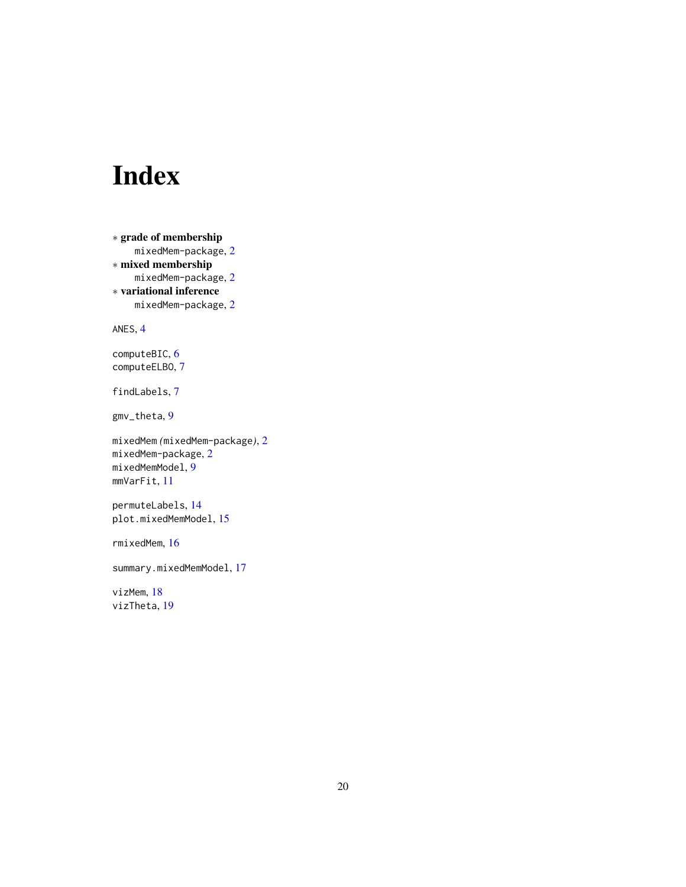# Index

∗ **grade of membership**
    mixedMem-package, 2
∗ **mixed membership**
    mixedMem-package, 2
∗ **variational inference**
    mixedMem-package, 2

ANES, 4

computeBIC, 6
computeELBO, 7

findLabels, 7

gmv_theta, 9

mixedMem *(*mixedMem-package*)*, 2
mixedMem-package, 2
mixedMemModel, 9
mmVarFit, 11

permuteLabels, 14
plot.mixedMemModel, 15

rmixedMem, 16

summary.mixedMemModel, 17

vizMem, 18
vizTheta, 19